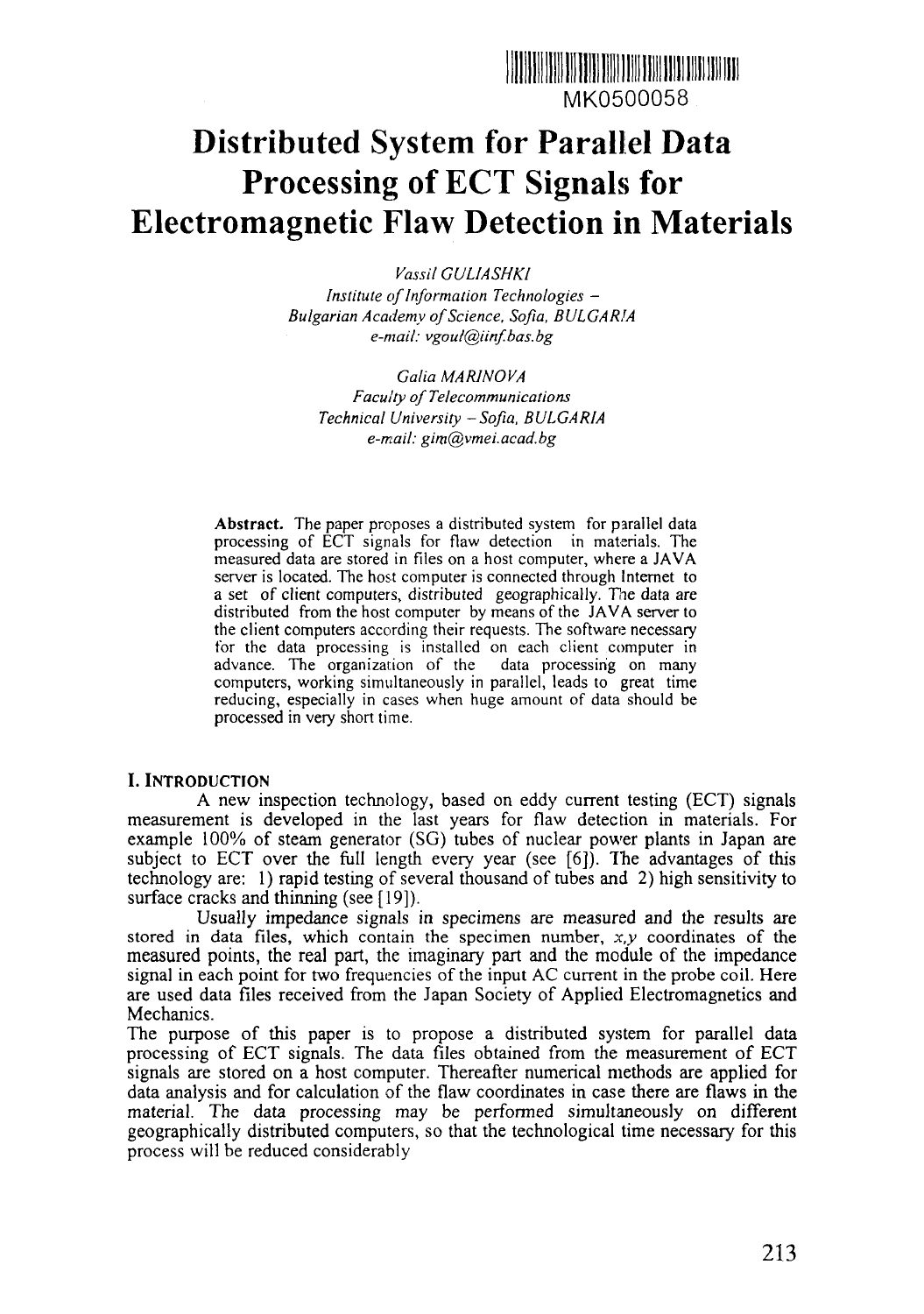MK0500058

# Distributed System for Parallel Data Processing of ECT Signals for Electromagnetic Flaw Detection in Materials

*Vassil GULIASHKI*
*Institute of Information Technologies – Bulgarian Academy of Science, Sofia, BULGARIA*
*e-mail: vgoul@iinf.bas.bg*

*Galia MARINOVA*
*Faculty of Telecommunications*
*Technical University – Sofia, BULGARIA*
*e-mail: gim@vmei.acad.bg*

**Abstract.** The paper proposes a distributed system for parallel data processing of ECT signals for flaw detection in materials. The measured data are stored in files on a host computer, where a JAVA server is located. The host computer is connected through Internet to a set of client computers, distributed geographically. The data are distributed from the host computer by means of the JAVA server to the client computers according their requests. The software necessary for the data processing is installed on each client computer in advance. The organization of the data processing on many computers, working simultaneously in parallel, leads to great time reducing, especially in cases when huge amount of data should be processed in very short time.

## I. INTRODUCTION

A new inspection technology, based on eddy current testing (ECT) signals measurement is developed in the last years for flaw detection in materials. For example 100% of steam generator (SG) tubes of nuclear power plants in Japan are subject to ECT over the full length every year (see [6]). The advantages of this technology are: 1) rapid testing of several thousand of tubes and 2) high sensitivity to surface cracks and thinning (see [19]).

Usually impedance signals in specimens are measured and the results are stored in data files, which contain the specimen number, $x,y$ coordinates of the measured points, the real part, the imaginary part and the module of the impedance signal in each point for two frequencies of the input AC current in the probe coil. Here are used data files received from the Japan Society of Applied Electromagnetics and Mechanics.

The purpose of this paper is to propose a distributed system for parallel data processing of ECT signals. The data files obtained from the measurement of ECT signals are stored on a host computer. Thereafter numerical methods are applied for data analysis and for calculation of the flaw coordinates in case there are flaws in the material. The data processing may be performed simultaneously on different geographically distributed computers, so that the technological time necessary for this process will be reduced considerably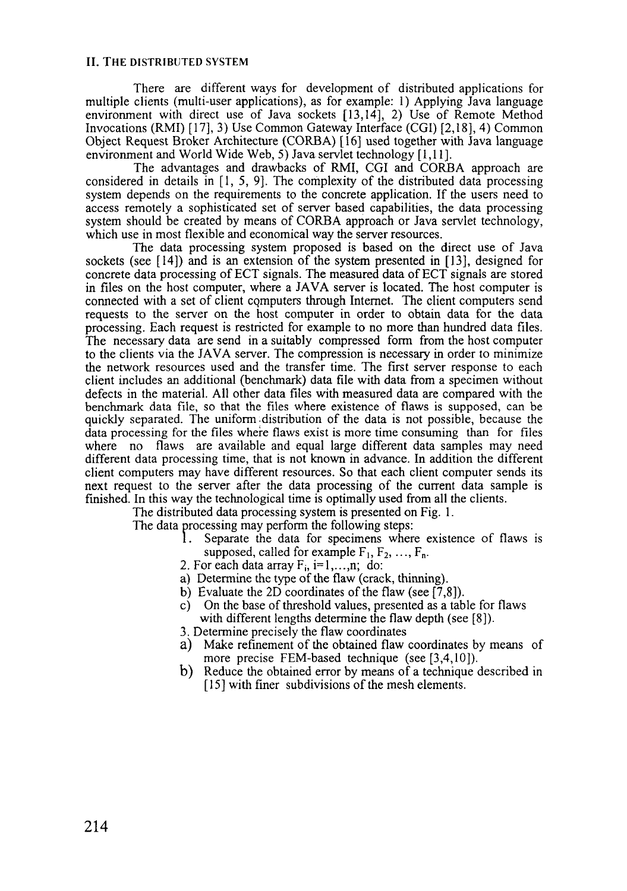## II. THE DISTRIBUTED SYSTEM

There are different ways for development of distributed applications for multiple clients (multi-user applications), as for example: 1) Applying Java language environment with direct use of Java sockets [13,14], 2) Use of Remote Method Invocations (RMI) [17], 3) Use Common Gateway Interface (CGI) [2,18], 4) Common Object Request Broker Architecture (CORBA) [16] used together with Java language environment and World Wide Web, 5) Java servlet technology [1,11].

The advantages and drawbacks of RMI, CGI and CORBA approach are considered in details in [1, 5, 9]. The complexity of the distributed data processing system depends on the requirements to the concrete application. If the users need to access remotely a sophisticated set of server based capabilities, the data processing system should be created by means of CORBA approach or Java servlet technology, which use in most flexible and economical way the server resources.

The data processing system proposed is based on the direct use of Java sockets (see [14]) and is an extension of the system presented in [13], designed for concrete data processing of ECT signals. The measured data of ECT signals are stored in files on the host computer, where a JAVA server is located. The host computer is connected with a set of client computers through Internet. The client computers send requests to the server on the host computer in order to obtain data for the data processing. Each request is restricted for example to no more than hundred data files. The necessary data are send in a suitably compressed form from the host computer to the clients via the JAVA server. The compression is necessary in order to minimize the network resources used and the transfer time. The first server response to each client includes an additional (benchmark) data file with data from a specimen without defects in the material. All other data files with measured data are compared with the benchmark data file, so that the files where existence of flaws is supposed, can be quickly separated. The uniform distribution of the data is not possible, because the data processing for the files where flaws exist is more time consuming than for files where no flaws are available and equal large different data samples may need different data processing time, that is not known in advance. In addition the different client computers may have different resources. So that each client computer sends its next request to the server after the data processing of the current data sample is finished. In this way the technological time is optimally used from all the clients.

The distributed data processing system is presented on Fig. 1.

The data processing may perform the following steps:

1. Separate the data for specimens where existence of flaws is supposed, called for example $F_1, F_2, \ldots, F_n$.
2. For each data array $F_i$, $i=1,\ldots,n$; do:
   a) Determine the type of the flaw (crack, thinning).
   b) Evaluate the 2D coordinates of the flaw (see [7,8]).
   c) On the base of threshold values, presented as a table for flaws with different lengths determine the flaw depth (see [8]).
3. Determine precisely the flaw coordinates
   a) Make refinement of the obtained flaw coordinates by means of more precise FEM-based technique (see [3,4,10]).
   b) Reduce the obtained error by means of a technique described in [15] with finer subdivisions of the mesh elements.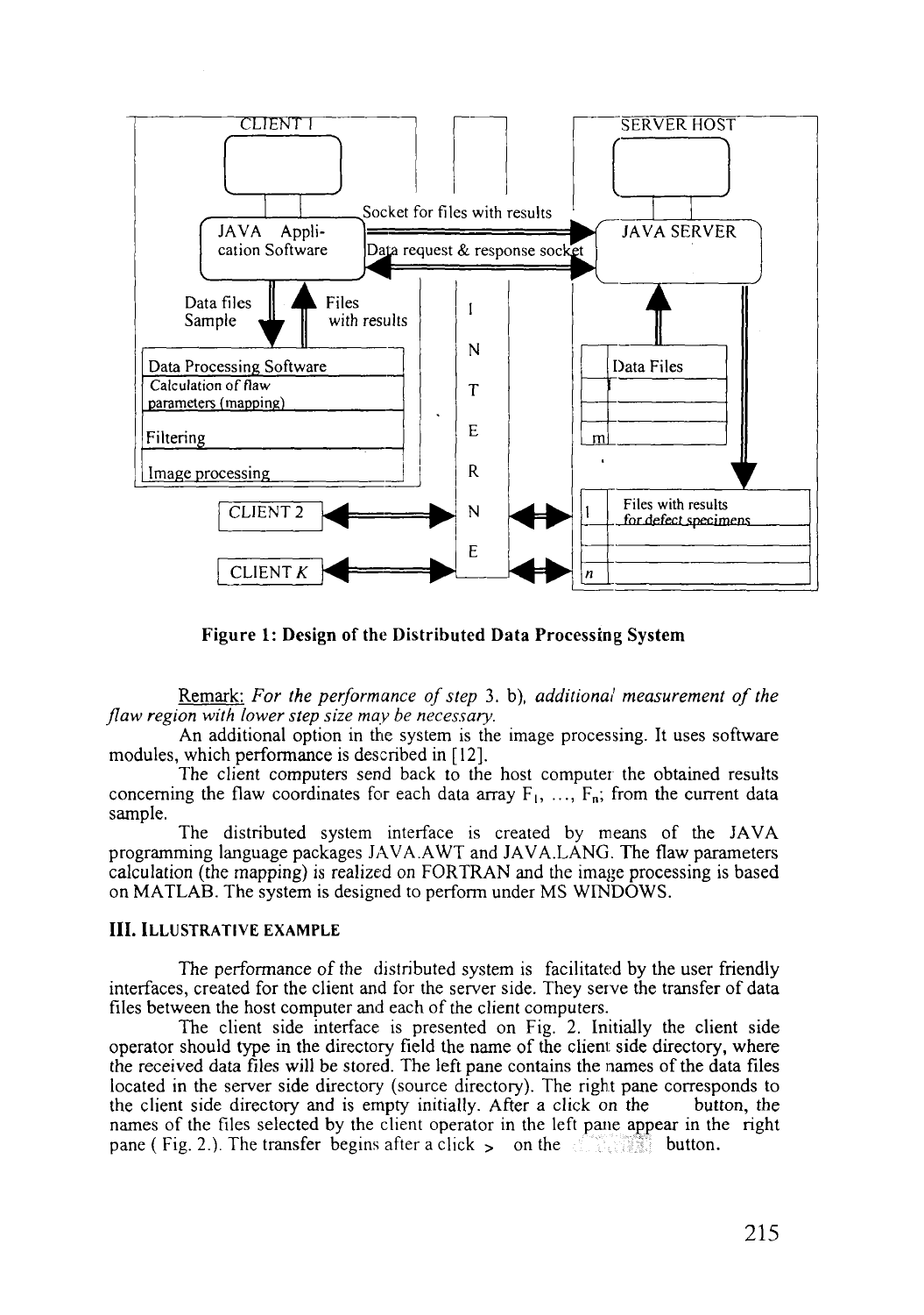Figure 1: Design of the Distributed Data Processing System

Remark: *For the performance of step* 3. b), *additional measurement of the flaw region with lower step size may be necessary.*

An additional option in the system is the image processing. It uses software modules, which performance is described in [12].

The client computers send back to the host computer the obtained results concerning the flaw coordinates for each data array $F_1$, ..., $F_n$; from the current data sample.

The distributed system interface is created by means of the JAVA programming language packages JAVA.AWT and JAVA.LANG. The flaw parameters calculation (the mapping) is realized on FORTRAN and the image processing is based on MATLAB. The system is designed to perform under MS WINDOWS.

## III. ILLUSTRATIVE EXAMPLE

The performance of the distributed system is facilitated by the user friendly interfaces, created for the client and for the server side. They serve the transfer of data files between the host computer and each of the client computers.

The client side interface is presented on Fig. 2. Initially the client side operator should type in the directory field the name of the client side directory, where the received data files will be stored. The left pane contains the names of the data files located in the server side directory (source directory). The right pane corresponds to the client side directory and is empty initially. After a click on the button, the names of the files selected by the client operator in the left pane appear in the right pane ( Fig. 2.). The transfer begins after a click > on the button.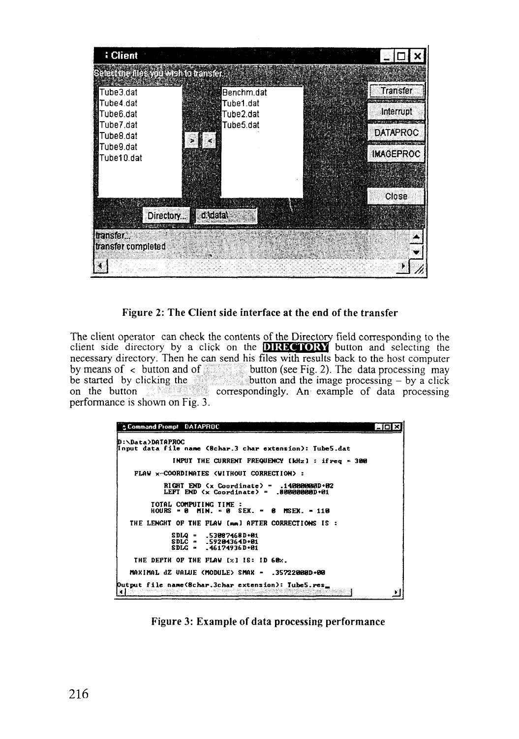Figure 2: The Client side interface at the end of the transfer

The client operator can check the contents of the Directory field corresponding to the client side directory by a click on the **DIRECTORY** button and selecting the necessary directory. Then he can send his files with results back to the host computer by means of < button and of button (see Fig. 2). The data processing may be started by clicking the button and the image processing – by a click on the button correspondingly. An example of data processing performance is shown on Fig. 3.

Figure 3: Example of data processing performance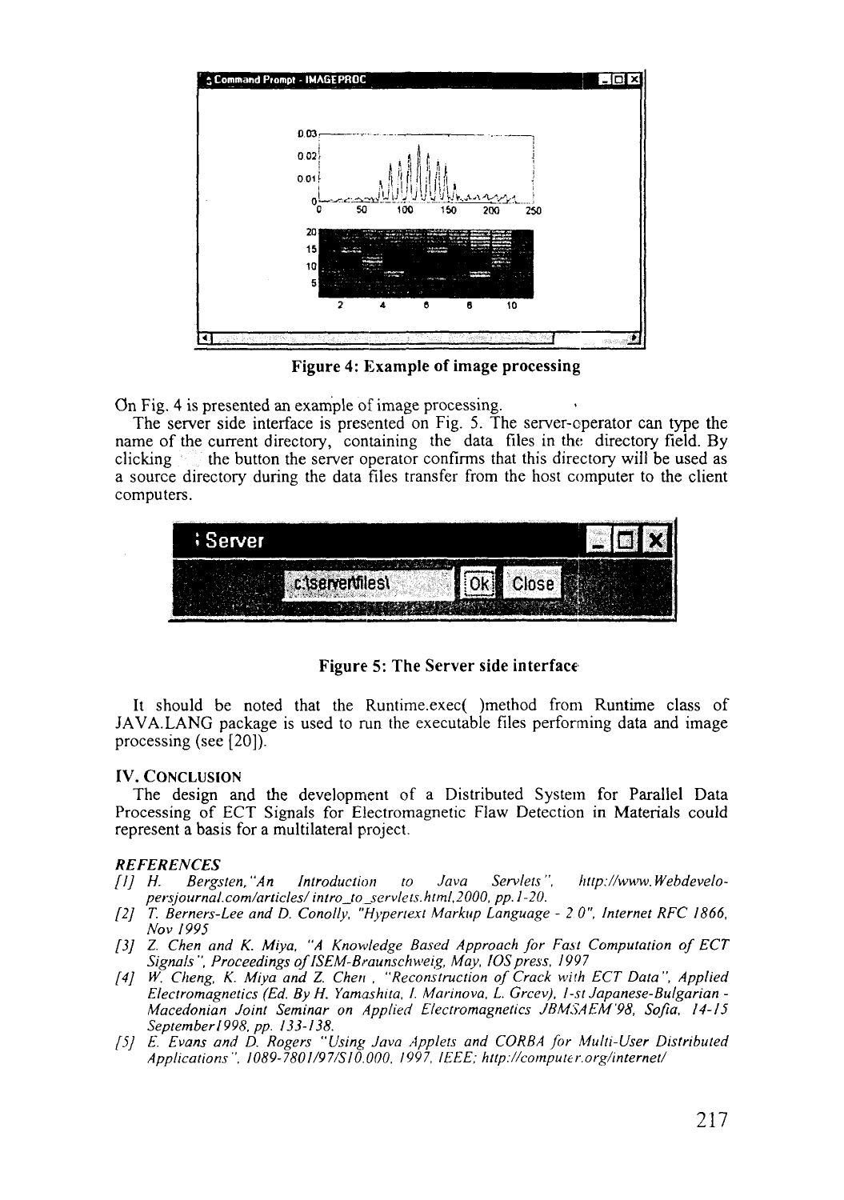Figure 4: Example of image processing

On Fig. 4 is presented an example of image processing.

The server side interface is presented on Fig. 5. The server-operator can type the name of the current directory, containing the data files in the directory field. By clicking the button the server operator confirms that this directory will be used as a source directory during the data files transfer from the host computer to the client computers.

Figure 5: The Server side interface

It should be noted that the Runtime.exec( )method from Runtime class of JAVA.LANG package is used to run the executable files performing data and image processing (see [20]).

## IV. CONCLUSION

The design and the development of a Distributed System for Parallel Data Processing of ECT Signals for Electromagnetic Flaw Detection in Materials could represent a basis for a multilateral project.

### REFERENCES

[1] H. Bergsten, "An Introduction to Java Servlets", *http://www.Webdevelopersjournal.com/articles/intro_to_servlets.html,2000, pp.1-20.*

[2] T. Berners-Lee and D. Conolly, "Hypertext Markup Language - 2.0", *Internet RFC 1866, Nov 1995*

[3] Z. Chen and K. Miya, "A Knowledge Based Approach for Fast Computation of ECT Signals", *Proceedings of ISEM-Braunschweig, May, IOS press, 1997*

[4] W. Cheng, K. Miya and Z. Chen, "Reconstruction of Crack with ECT Data", *Applied Electromagnetics (Ed. By H. Yamashita, I. Marinova, L. Grcev), 1-st Japanese-Bulgarian - Macedonian Joint Seminar on Applied Electromagnetics JBMSAEM'98, Sofia, 14-15 September1998, pp. 133-138.*

[5] E. Evans and D. Rogers "Using Java Applets and CORBA for Multi-User Distributed Applications", *1089-7801/97/S10.000, 1997, IEEE; http://computer.org/internet/*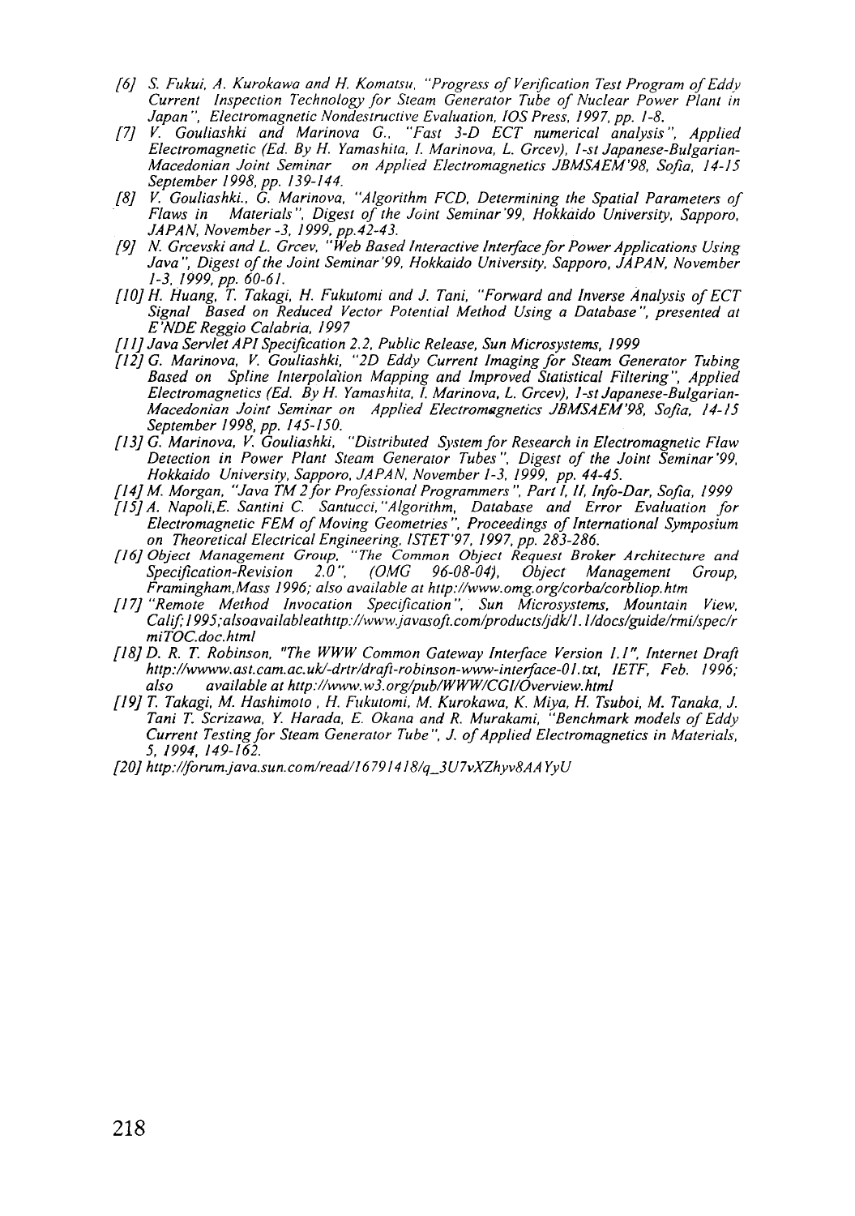[6] *S. Fukui, A. Kurokawa and H. Komatsu, "Progress of Verification Test Program of Eddy Current Inspection Technology for Steam Generator Tube of Nuclear Power Plant in Japan", Electromagnetic Nondestructive Evaluation, IOS Press, 1997, pp. 1-8.*

[7] *V. Gouliashki and Marinova G., "Fast 3-D ECT numerical analysis", Applied Electromagnetic (Ed. By H. Yamashita, I. Marinova, L. Grcev), 1-st Japanese-Bulgarian-Macedonian Joint Seminar on Applied Electromagnetics JBMSAEM'98, Sofia, 14-15 September 1998, pp. 139-144.*

[8] *V. Gouliashki., G. Marinova, "Algorithm FCD, Determining the Spatial Parameters of Flaws in Materials", Digest of the Joint Seminar'99, Hokkaido University, Sapporo, JAPAN, November -3, 1999, pp.42-43.*

[9] *N. Grcevski and L. Grcev, "Web Based Interactive Interface for Power Applications Using Java", Digest of the Joint Seminar'99, Hokkaido University, Sapporo, JAPAN, November 1-3, 1999, pp. 60-61.*

[10] *H. Huang, T. Takagi, H. Fukutomi and J. Tani, "Forward and Inverse Analysis of ECT Signal Based on Reduced Vector Potential Method Using a Database", presented at E'NDE Reggio Calabria, 1997*

[11] *Java Servlet API Specification 2.2, Public Release, Sun Microsystems, 1999*

[12] *G. Marinova, V. Gouliashki, "2D Eddy Current Imaging for Steam Generator Tubing Based on Spline Interpolation Mapping and Improved Statistical Filtering", Applied Electromagnetics (Ed. By H. Yamashita, I. Marinova, L. Grcev), 1-st Japanese-Bulgarian-Macedonian Joint Seminar on Applied Electromagnetics JBMSAEM'98, Sofia, 14-15 September 1998, pp. 145-150.*

[13] *G. Marinova, V. Gouliashki, "Distributed System for Research in Electromagnetic Flaw Detection in Power Plant Steam Generator Tubes", Digest of the Joint Seminar'99, Hokkaido University, Sapporo, JAPAN, November 1-3, 1999, pp. 44-45.*

[14] *M. Morgan, "Java TM 2 for Professional Programmers", Part I, II, Info-Dar, Sofia, 1999*

[15] *A. Napoli,E. Santini C. Santucci,"Algorithm, Database and Error Evaluation for Electromagnetic FEM of Moving Geometries", Proceedings of International Symposium on Theoretical Electrical Engineering, ISTET'97, 1997, pp. 283-286.*

[16] *Object Management Group, "The Common Object Request Broker Architecture and Specification-Revision 2.0", (OMG 96-08-04), Object Management Group, Framingham,Mass 1996; also available at http://www.omg.org/corba/corbliop.htm*

[17] *"Remote Method Invocation Specification", Sun Microsystems, Mountain View, Calif;1995;alsoavailableathttp://www.javasoft.com/products/jdk/1.1/docs/guide/rmi/spec/rmiTOC.doc.html*

[18] *D. R. T. Robinson, "The WWW Common Gateway Interface Version 1.1", Internet Draft http://wwww.ast.cam.ac.uk/-drtr/draft-robinson-www-interface-01.txt, IETF, Feb. 1996; also available at http://www.w3.org/pub/WWW/CGI/Overview.html*

[19] *T. Takagi, M. Hashimoto , H. Fukutomi, M. Kurokawa, K. Miya, H. Tsuboi, M. Tanaka, J. Tani T. Scrizawa, Y. Harada, E. Okana and R. Murakami, "Benchmark models of Eddy Current Testing for Steam Generator Tube", J. of Applied Electromagnetics in Materials, 5, 1994, 149-162.*

[20] *http://forum.java.sun.com/read/16791418/q_3U7vXZhyv8AAYyU*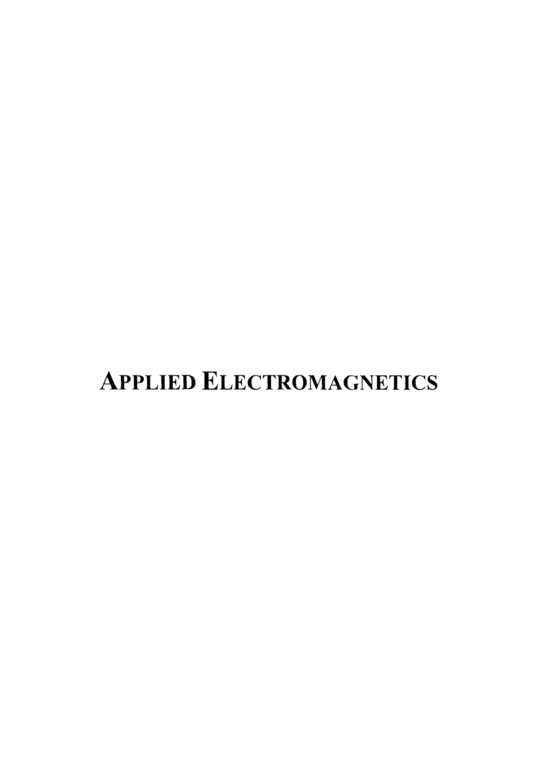# APPLIED ELECTROMAGNETICS